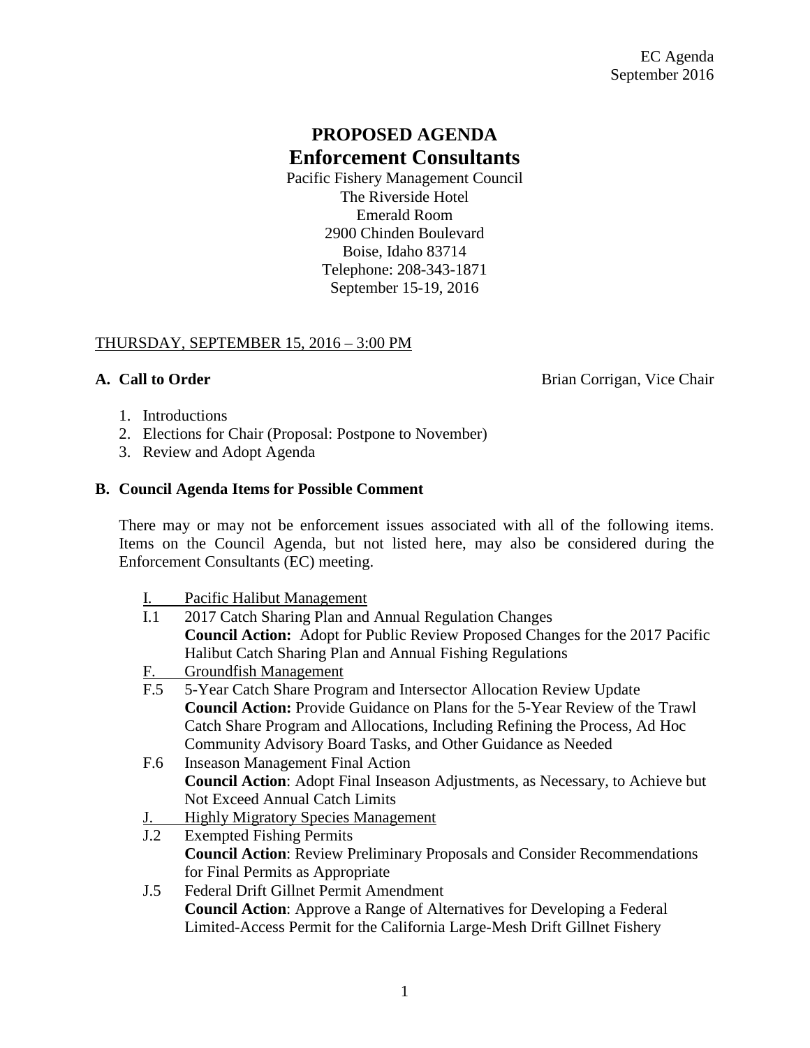EC Agenda
September 2016

# PROPOSED AGENDA
# Enforcement Consultants

Pacific Fishery Management Council
The Riverside Hotel
Emerald Room
2900 Chinden Boulevard
Boise, Idaho 83714
Telephone: 208-343-1871
September 15-19, 2016

THURSDAY, SEPTEMBER 15, 2016 – 3:00 PM

**A. Call to Order** Brian Corrigan, Vice Chair

1. Introductions
2. Elections for Chair (Proposal: Postpone to November)
3. Review and Adopt Agenda

**B. Council Agenda Items for Possible Comment**

There may or may not be enforcement issues associated with all of the following items. Items on the Council Agenda, but not listed here, may also be considered during the Enforcement Consultants (EC) meeting.

I. Pacific Halibut Management

I.1 2017 Catch Sharing Plan and Annual Regulation Changes
**Council Action:** Adopt for Public Review Proposed Changes for the 2017 Pacific Halibut Catch Sharing Plan and Annual Fishing Regulations

F. Groundfish Management

F.5 5-Year Catch Share Program and Intersector Allocation Review Update
**Council Action:** Provide Guidance on Plans for the 5-Year Review of the Trawl Catch Share Program and Allocations, Including Refining the Process, Ad Hoc Community Advisory Board Tasks, and Other Guidance as Needed

F.6 Inseason Management Final Action
**Council Action**: Adopt Final Inseason Adjustments, as Necessary, to Achieve but Not Exceed Annual Catch Limits

J. Highly Migratory Species Management

J.2 Exempted Fishing Permits
**Council Action**: Review Preliminary Proposals and Consider Recommendations for Final Permits as Appropriate

J.5 Federal Drift Gillnet Permit Amendment
**Council Action**: Approve a Range of Alternatives for Developing a Federal Limited-Access Permit for the California Large-Mesh Drift Gillnet Fishery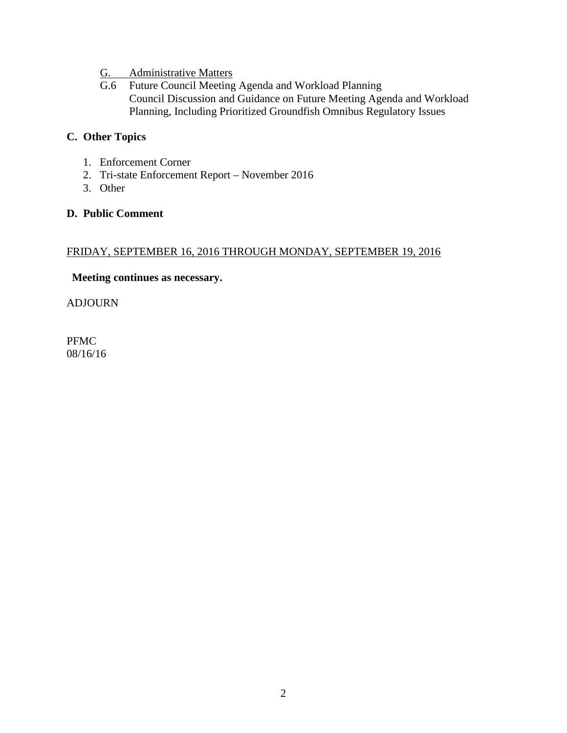G. Administrative Matters

G.6 Future Council Meeting Agenda and Workload Planning
Council Discussion and Guidance on Future Meeting Agenda and Workload Planning, Including Prioritized Groundfish Omnibus Regulatory Issues

**C. Other Topics**

1. Enforcement Corner
2. Tri-state Enforcement Report – November 2016
3. Other

**D. Public Comment**

FRIDAY, SEPTEMBER 16, 2016 THROUGH MONDAY, SEPTEMBER 19, 2016

**Meeting continues as necessary.**

ADJOURN

PFMC
08/16/16